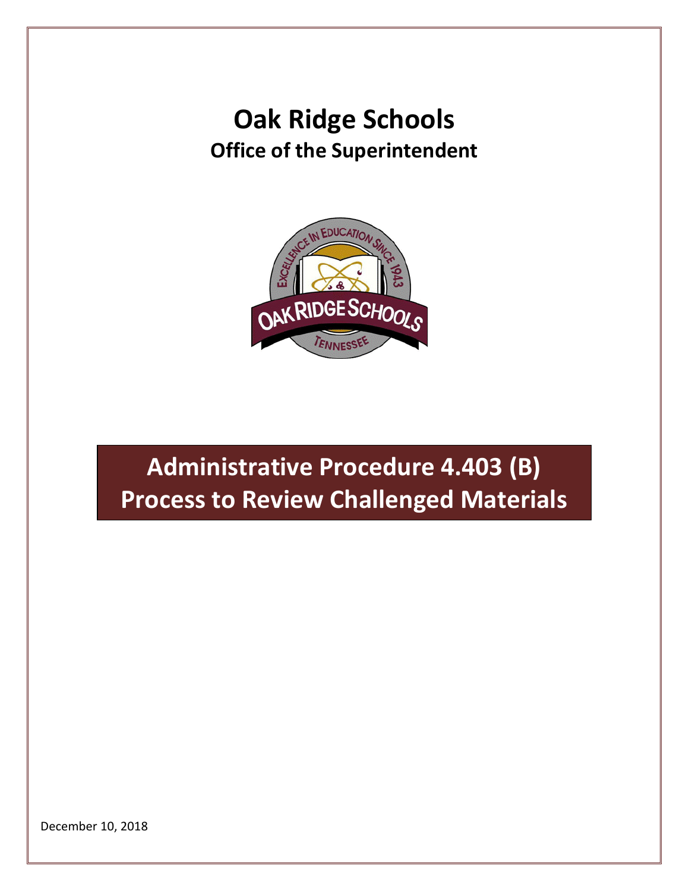# Oak Ridge Schools

## Office of the Superintendent

# Administrative Procedure 4.403 (B) Process to Review Challenged Materials

December 10, 2018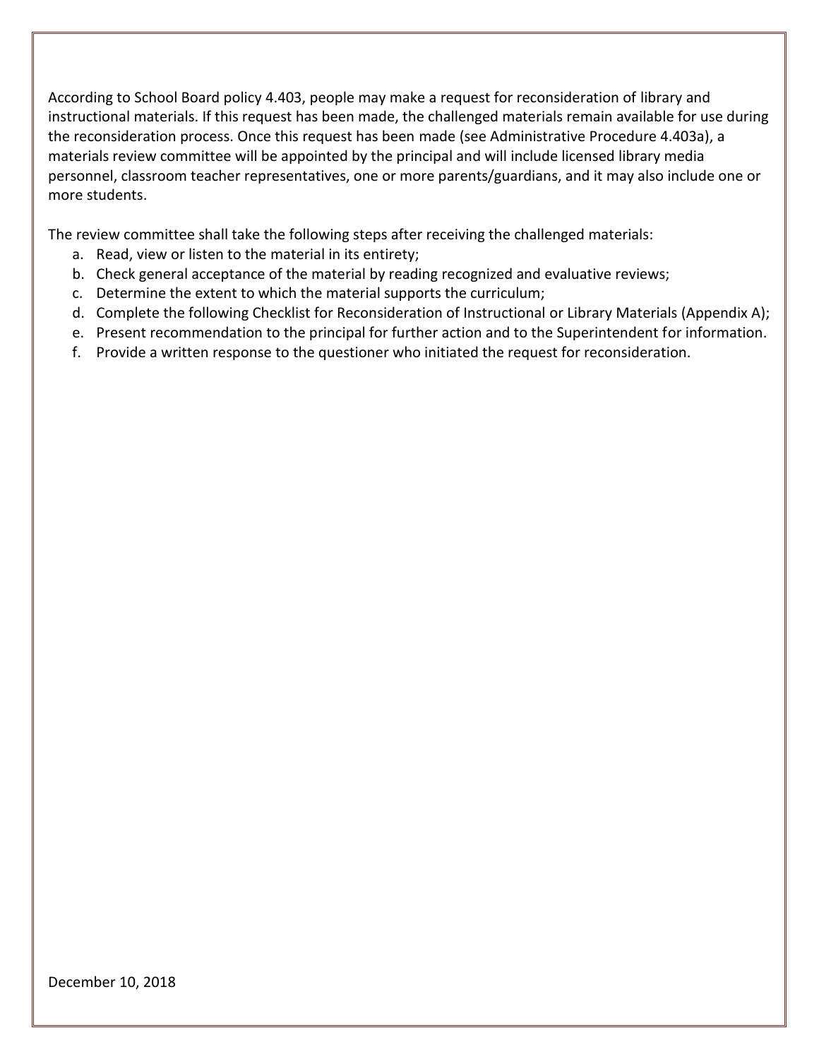According to School Board policy 4.403, people may make a request for reconsideration of library and instructional materials. If this request has been made, the challenged materials remain available for use during the reconsideration process. Once this request has been made (see Administrative Procedure 4.403a), a materials review committee will be appointed by the principal and will include licensed library media personnel, classroom teacher representatives, one or more parents/guardians, and it may also include one or more students.

The review committee shall take the following steps after receiving the challenged materials:

a. Read, view or listen to the material in its entirety;
b. Check general acceptance of the material by reading recognized and evaluative reviews;
c. Determine the extent to which the material supports the curriculum;
d. Complete the following Checklist for Reconsideration of Instructional or Library Materials (Appendix A);
e. Present recommendation to the principal for further action and to the Superintendent for information.
f. Provide a written response to the questioner who initiated the request for reconsideration.

December 10, 2018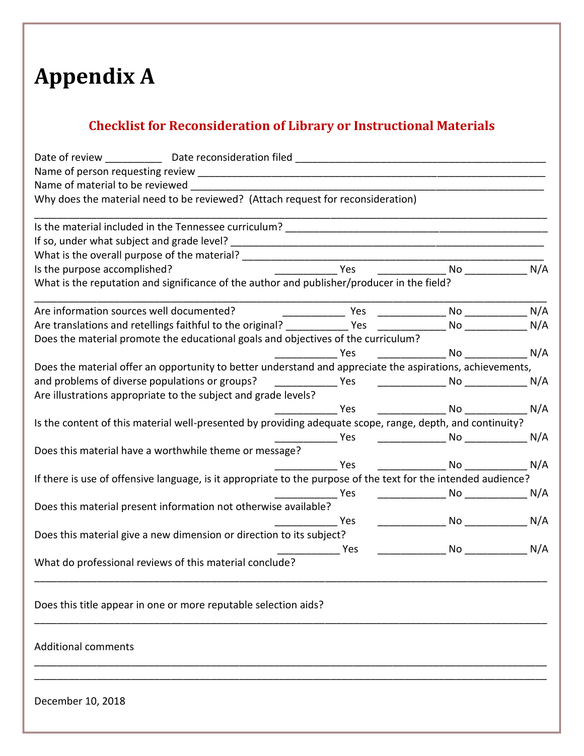# Appendix A

## Checklist for Reconsideration of Library or Instructional Materials

Date of review __________ Date reconsideration filed ____________________________________________

Name of person requesting review ______________________________________________________________

Name of material to be reviewed _______________________________________________________________

Why does the material need to be reviewed? (Attach request for reconsideration)

_____________________________________________________________________________________________

Is the material included in the Tennessee curriculum? ______________________________________________

If so, under what subject and grade level? __________________________________________________________

What is the overall purpose of the material? ________________________________________________________

Is the purpose accomplished? ___________ Yes ____________ No ___________ N/A

What is the reputation and significance of the author and publisher/producer in the field?

_____________________________________________________________________________________________

Are information sources well documented? ___________ Yes ____________ No ___________ N/A

Are translations and retellings faithful to the original? ___________ Yes ____________ No ___________ N/A

Does the material promote the educational goals and objectives of the curriculum?

___________ Yes ____________ No ___________ N/A

Does the material offer an opportunity to better understand and appreciate the aspirations, achievements, and problems of diverse populations or groups? ___________ Yes ____________ No ___________ N/A

Are illustrations appropriate to the subject and grade levels?

___________ Yes ____________ No ___________ N/A

Is the content of this material well-presented by providing adequate scope, range, depth, and continuity?

___________ Yes ____________ No ___________ N/A

Does this material have a worthwhile theme or message?

___________ Yes ____________ No ___________ N/A

If there is use of offensive language, is it appropriate to the purpose of the text for the intended audience?

___________ Yes ____________ No ___________ N/A

Does this material present information not otherwise available?

___________ Yes ____________ No ___________ N/A

Does this material give a new dimension or direction to its subject?

___________ Yes ____________ No ___________ N/A

What do professional reviews of this material conclude?

_____________________________________________________________________________________________

Does this title appear in one or more reputable selection aids?

_____________________________________________________________________________________________

Additional comments

_____________________________________________________________________________________________

_____________________________________________________________________________________________

December 10, 2018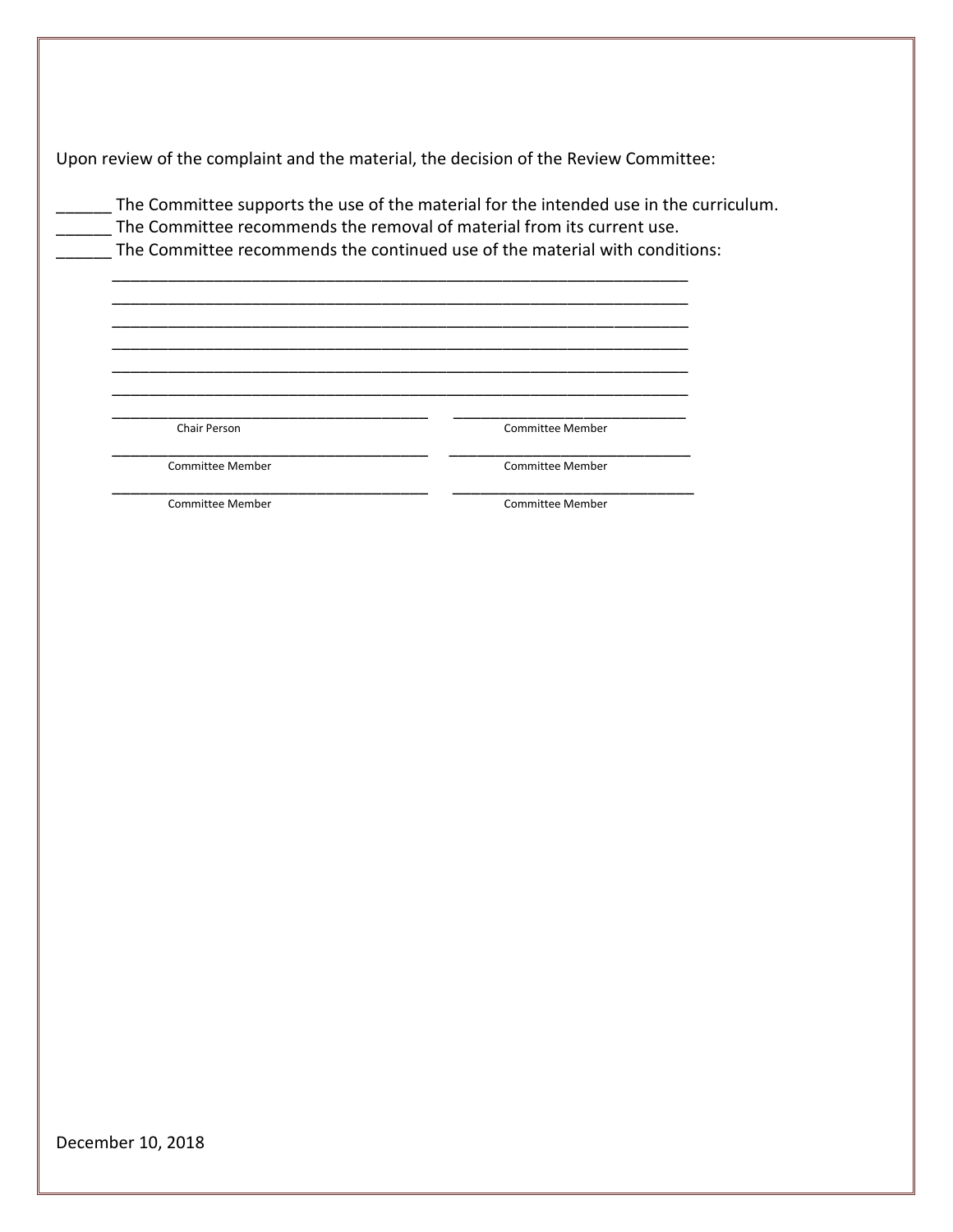Upon review of the complaint and the material, the decision of the Review Committee:

______ The Committee supports the use of the material for the intended use in the curriculum.
______ The Committee recommends the removal of material from its current use.
______ The Committee recommends the continued use of the material with conditions:

_________________________________________________________________
_________________________________________________________________
_________________________________________________________________
_________________________________________________________________
_________________________________________________________________
_________________________________________________________________

| | |
|---|---|
| ____________________________________ | ____________________________ |
| Chair Person | Committee Member |
| ____________________________________ | ____________________________ |
| Committee Member | Committee Member |
| ____________________________________ | ____________________________ |
| Committee Member | Committee Member |

December 10, 2018